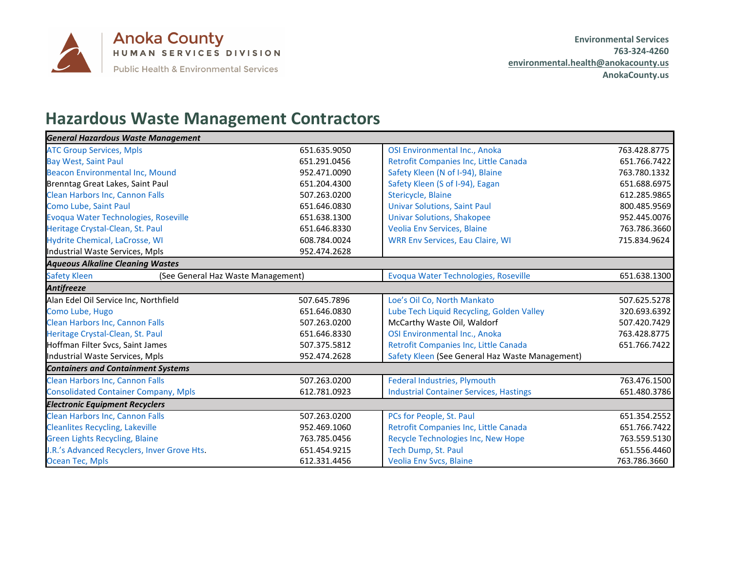Anoka County
HUMAN SERVICES DIVISION
Public Health & Environmental Services

Environmental Services
763-324-4260
environmental.health@anokacounty.us
AnokaCounty.us

# Hazardous Waste Management Contractors

| Contractor | Phone | Contractor | Phone |
|---|---|---|---|
| ***General Hazardous Waste Management*** | | | |
| ATC Group Services, Mpls | 651.635.9050 | OSI Environmental Inc., Anoka | 763.428.8775 |
| Bay West, Saint Paul | 651.291.0456 | Retrofit Companies Inc, Little Canada | 651.766.7422 |
| Beacon Environmental Inc, Mound | 952.471.0090 | Safety Kleen (N of I-94), Blaine | 763.780.1332 |
| Brenntag Great Lakes, Saint Paul | 651.204.4300 | Safety Kleen (S of I-94), Eagan | 651.688.6975 |
| Clean Harbors Inc, Cannon Falls | 507.263.0200 | Stericycle, Blaine | 612.285.9865 |
| Como Lube, Saint Paul | 651.646.0830 | Univar Solutions, Saint Paul | 800.485.9569 |
| Evoqua Water Technologies, Roseville | 651.638.1300 | Univar Solutions, Shakopee | 952.445.0076 |
| Heritage Crystal-Clean, St. Paul | 651.646.8330 | Veolia Env Services, Blaine | 763.786.3660 |
| Hydrite Chemical, LaCrosse, WI | 608.784.0024 | WRR Env Services, Eau Claire, WI | 715.834.9624 |
| Industrial Waste Services, Mpls | 952.474.2628 | | |
| ***Aqueous Alkaline Cleaning Wastes*** | | | |
| Safety Kleen (See General Haz Waste Management) | | Evoqua Water Technologies, Roseville | 651.638.1300 |
| ***Antifreeze*** | | | |
| Alan Edel Oil Service Inc, Northfield | 507.645.7896 | Loe's Oil Co, North Mankato | 507.625.5278 |
| Como Lube, Hugo | 651.646.0830 | Lube Tech Liquid Recycling, Golden Valley | 320.693.6392 |
| Clean Harbors Inc, Cannon Falls | 507.263.0200 | McCarthy Waste Oil, Waldorf | 507.420.7429 |
| Heritage Crystal-Clean, St. Paul | 651.646.8330 | OSI Environmental Inc., Anoka | 763.428.8775 |
| Hoffman Filter Svcs, Saint James | 507.375.5812 | Retrofit Companies Inc, Little Canada | 651.766.7422 |
| Industrial Waste Services, Mpls | 952.474.2628 | Safety Kleen (See General Haz Waste Management) | |
| ***Containers and Containment Systems*** | | | |
| Clean Harbors Inc, Cannon Falls | 507.263.0200 | Federal Industries, Plymouth | 763.476.1500 |
| Consolidated Container Company, Mpls | 612.781.0923 | Industrial Container Services, Hastings | 651.480.3786 |
| ***Electronic Equipment Recyclers*** | | | |
| Clean Harbors Inc, Cannon Falls | 507.263.0200 | PCs for People, St. Paul | 651.354.2552 |
| Cleanlites Recycling, Lakeville | 952.469.1060 | Retrofit Companies Inc, Little Canada | 651.766.7422 |
| Green Lights Recycling, Blaine | 763.785.0456 | Recycle Technologies Inc, New Hope | 763.559.5130 |
| J.R.'s Advanced Recyclers, Inver Grove Hts. | 651.454.9215 | Tech Dump, St. Paul | 651.556.4460 |
| Ocean Tec, Mpls | 612.331.4456 | Veolia Env Svcs, Blaine | 763.786.3660 |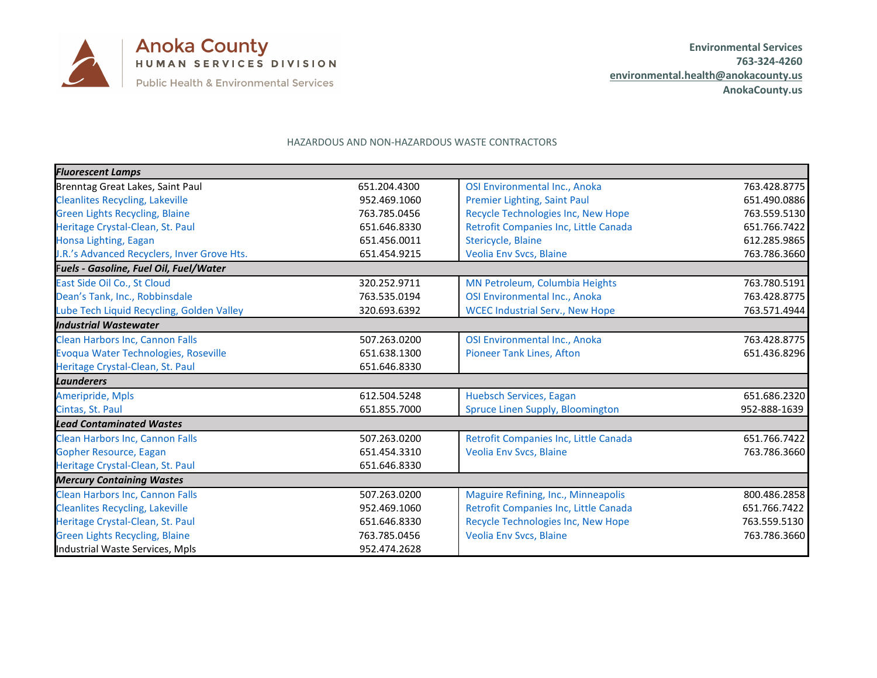Anoka County
HUMAN SERVICES DIVISION
Public Health & Environmental Services

Environmental Services
763-324-4260
environmental.health@anokacounty.us
AnokaCounty.us

HAZARDOUS AND NON-HAZARDOUS WASTE CONTRACTORS

| ***Fluorescent Lamps*** | | | |
|---|---|---|---|
| Brenntag Great Lakes, Saint Paul | 651.204.4300 | OSI Environmental Inc., Anoka | 763.428.8775 |
| Cleanlites Recycling, Lakeville | 952.469.1060 | Premier Lighting, Saint Paul | 651.490.0886 |
| Green Lights Recycling, Blaine | 763.785.0456 | Recycle Technologies Inc, New Hope | 763.559.5130 |
| Heritage Crystal-Clean, St. Paul | 651.646.8330 | Retrofit Companies Inc, Little Canada | 651.766.7422 |
| Honsa Lighting, Eagan | 651.456.0011 | Stericycle, Blaine | 612.285.9865 |
| J.R.'s Advanced Recyclers, Inver Grove Hts. | 651.454.9215 | Veolia Env Svcs, Blaine | 763.786.3660 |
| ***Fuels - Gasoline, Fuel Oil, Fuel/Water*** | | | |
| East Side Oil Co., St Cloud | 320.252.9711 | MN Petroleum, Columbia Heights | 763.780.5191 |
| Dean's Tank, Inc., Robbinsdale | 763.535.0194 | OSI Environmental Inc., Anoka | 763.428.8775 |
| Lube Tech Liquid Recycling, Golden Valley | 320.693.6392 | WCEC Industrial Serv., New Hope | 763.571.4944 |
| ***Industrial Wastewater*** | | | |
| Clean Harbors Inc, Cannon Falls | 507.263.0200 | OSI Environmental Inc., Anoka | 763.428.8775 |
| Evoqua Water Technologies, Roseville | 651.638.1300 | Pioneer Tank Lines, Afton | 651.436.8296 |
| Heritage Crystal-Clean, St. Paul | 651.646.8330 | | |
| ***Launderers*** | | | |
| Ameripride, Mpls | 612.504.5248 | Huebsch Services, Eagan | 651.686.2320 |
| Cintas, St. Paul | 651.855.7000 | Spruce Linen Supply, Bloomington | 952-888-1639 |
| ***Lead Contaminated Wastes*** | | | |
| Clean Harbors Inc, Cannon Falls | 507.263.0200 | Retrofit Companies Inc, Little Canada | 651.766.7422 |
| Gopher Resource, Eagan | 651.454.3310 | Veolia Env Svcs, Blaine | 763.786.3660 |
| Heritage Crystal-Clean, St. Paul | 651.646.8330 | | |
| ***Mercury Containing Wastes*** | | | |
| Clean Harbors Inc, Cannon Falls | 507.263.0200 | Maguire Refining, Inc., Minneapolis | 800.486.2858 |
| Cleanlites Recycling, Lakeville | 952.469.1060 | Retrofit Companies Inc, Little Canada | 651.766.7422 |
| Heritage Crystal-Clean, St. Paul | 651.646.8330 | Recycle Technologies Inc, New Hope | 763.559.5130 |
| Green Lights Recycling, Blaine | 763.785.0456 | Veolia Env Svcs, Blaine | 763.786.3660 |
| Industrial Waste Services, Mpls | 952.474.2628 | | |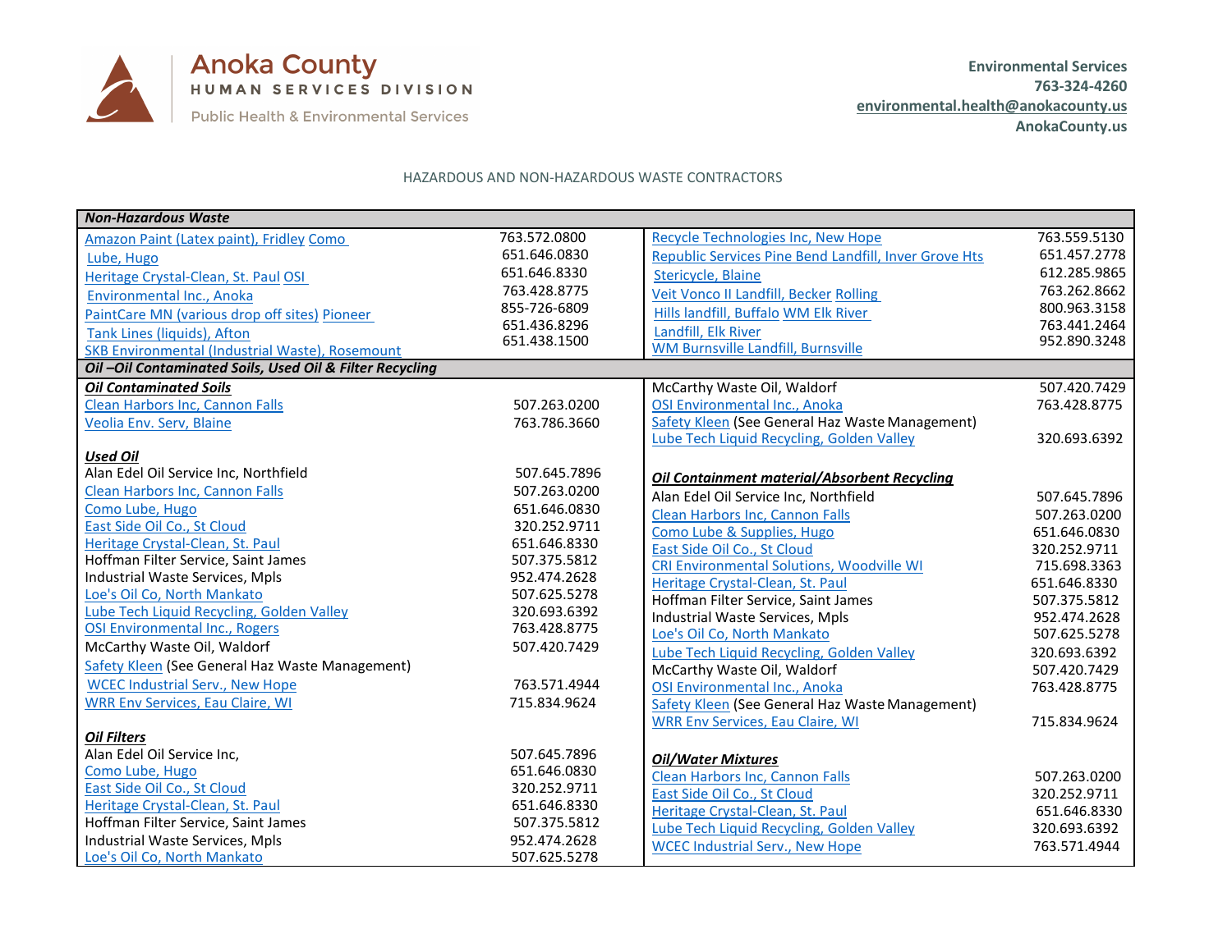Anoka County
HUMAN SERVICES DIVISION
Public Health & Environmental Services

Environmental Services
763-324-4260
environmental.health@anokacounty.us
AnokaCounty.us

HAZARDOUS AND NON-HAZARDOUS WASTE CONTRACTORS

## Non-Hazardous Waste

| Contractor | Phone | Contractor | Phone |
|---|---|---|---|
| Amazon Paint (Latex paint), Fridley | 763.572.0800 | Recycle Technologies Inc, New Hope | 763.559.5130 |
| Como Lube, Hugo | 651.646.0830 | Republic Services Pine Bend Landfill, Inver Grove Hts | 651.457.2778 |
| Heritage Crystal-Clean, St. Paul | 651.646.8330 | Stericycle, Blaine | 612.285.9865 |
| OSI Environmental Inc., Anoka | 763.428.8775 | Veit Vonco II Landfill, Becker | 763.262.8662 |
| PaintCare MN (various drop off sites) | 855-726-6809 | Rolling Hills landfill, Buffalo | 800.963.3158 |
| Pioneer Tank Lines (liquids), Afton | 651.436.8296 | WM Elk River Landfill, Elk River | 763.441.2464 |
| SKB Environmental (Industrial Waste), Rosemount | 651.438.1500 | WM Burnsville Landfill, Burnsville | 952.890.3248 |

## Oil –Oil Contaminated Soils, Used Oil & Filter Recycling

### Oil Contaminated Soils

| Contractor | Phone |
|---|---|
| Clean Harbors Inc, Cannon Falls | 507.263.0200 |
| Veolia Env. Serv, Blaine | 763.786.3660 |
| McCarthy Waste Oil, Waldorf | 507.420.7429 |
| OSI Environmental Inc., Anoka | 763.428.8775 |
| Safety Kleen (See General Haz Waste Management) | |
| Lube Tech Liquid Recycling, Golden Valley | 320.693.6392 |

### Used Oil

| Contractor | Phone |
|---|---|
| Alan Edel Oil Service Inc, Northfield | 507.645.7896 |
| Clean Harbors Inc, Cannon Falls | 507.263.0200 |
| Como Lube, Hugo | 651.646.0830 |
| East Side Oil Co., St Cloud | 320.252.9711 |
| Heritage Crystal-Clean, St. Paul | 651.646.8330 |
| Hoffman Filter Service, Saint James | 507.375.5812 |
| Industrial Waste Services, Mpls | 952.474.2628 |
| Loe's Oil Co, North Mankato | 507.625.5278 |
| Lube Tech Liquid Recycling, Golden Valley | 320.693.6392 |
| OSI Environmental Inc., Rogers | 763.428.8775 |
| McCarthy Waste Oil, Waldorf | 507.420.7429 |
| Safety Kleen (See General Haz Waste Management) | |
| WCEC Industrial Serv., New Hope | 763.571.4944 |
| WRR Env Services, Eau Claire, WI | 715.834.9624 |

### Oil Filters

| Contractor | Phone |
|---|---|
| Alan Edel Oil Service Inc, | 507.645.7896 |
| Como Lube, Hugo | 651.646.0830 |
| East Side Oil Co., St Cloud | 320.252.9711 |
| Heritage Crystal-Clean, St. Paul | 651.646.8330 |
| Hoffman Filter Service, Saint James | 507.375.5812 |
| Industrial Waste Services, Mpls | 952.474.2628 |
| Loe's Oil Co, North Mankato | 507.625.5278 |

### Oil Containment material/Absorbent Recycling

| Contractor | Phone |
|---|---|
| Alan Edel Oil Service Inc, Northfield | 507.645.7896 |
| Clean Harbors Inc, Cannon Falls | 507.263.0200 |
| Como Lube & Supplies, Hugo | 651.646.0830 |
| East Side Oil Co., St Cloud | 320.252.9711 |
| CRI Environmental Solutions, Woodville WI | 715.698.3363 |
| Heritage Crystal-Clean, St. Paul | 651.646.8330 |
| Hoffman Filter Service, Saint James | 507.375.5812 |
| Industrial Waste Services, Mpls | 952.474.2628 |
| Loe's Oil Co, North Mankato | 507.625.5278 |
| Lube Tech Liquid Recycling, Golden Valley | 320.693.6392 |
| McCarthy Waste Oil, Waldorf | 507.420.7429 |
| OSI Environmental Inc., Anoka | 763.428.8775 |
| Safety Kleen (See General Haz Waste Management) | |
| WRR Env Services, Eau Claire, WI | 715.834.9624 |

### Oil/Water Mixtures

| Contractor | Phone |
|---|---|
| Clean Harbors Inc, Cannon Falls | 507.263.0200 |
| East Side Oil Co., St Cloud | 320.252.9711 |
| Heritage Crystal-Clean, St. Paul | 651.646.8330 |
| Lube Tech Liquid Recycling, Golden Valley | 320.693.6392 |
| WCEC Industrial Serv., New Hope | 763.571.4944 |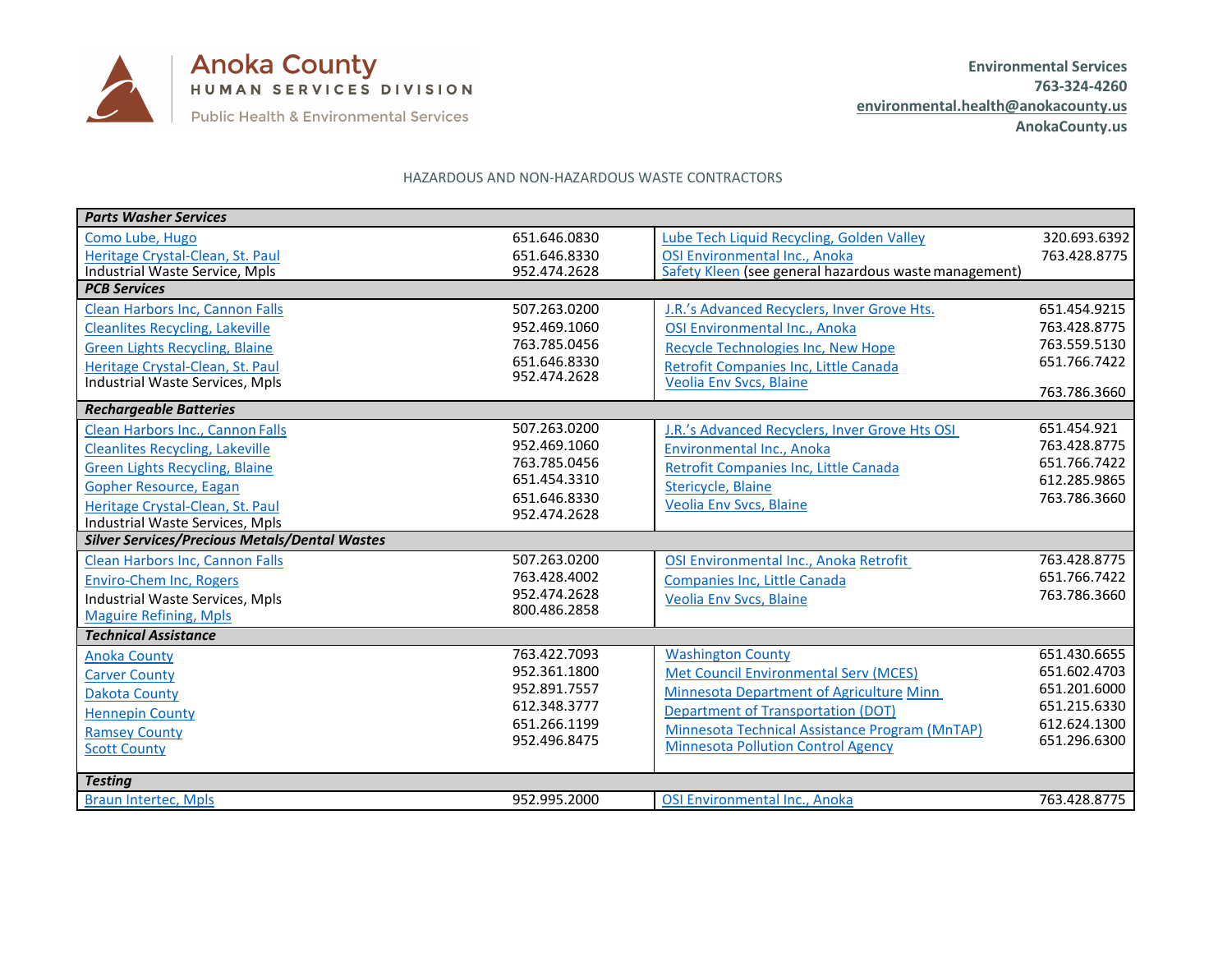Anoka County
HUMAN SERVICES DIVISION
Public Health & Environmental Services

Environmental Services
763-324-4260
environmental.health@anokacounty.us
AnokaCounty.us

HAZARDOUS AND NON-HAZARDOUS WASTE CONTRACTORS

| | | | |
|---|---|---|---|
| ***Parts Washer Services*** | | | |
| Como Lube, Hugo | 651.646.0830 | Lube Tech Liquid Recycling, Golden Valley | 320.693.6392 |
| Heritage Crystal-Clean, St. Paul | 651.646.8330 | OSI Environmental Inc., Anoka | 763.428.8775 |
| Industrial Waste Service, Mpls | 952.474.2628 | Safety Kleen (see general hazardous waste management) | |
| ***PCB Services*** | | | |
| Clean Harbors Inc, Cannon Falls | 507.263.0200 | J.R.'s Advanced Recyclers, Inver Grove Hts. | 651.454.9215 |
| Cleanlites Recycling, Lakeville | 952.469.1060 | OSI Environmental Inc., Anoka | 763.428.8775 |
| Green Lights Recycling, Blaine | 763.785.0456 | Recycle Technologies Inc, New Hope | 763.559.5130 |
| Heritage Crystal-Clean, St. Paul | 651.646.8330 | Retrofit Companies Inc, Little Canada | 651.766.7422 |
| Industrial Waste Services, Mpls | 952.474.2628 | Veolia Env Svcs, Blaine | 763.786.3660 |
| ***Rechargeable Batteries*** | | | |
| Clean Harbors Inc., Cannon Falls | 507.263.0200 | J.R.'s Advanced Recyclers, Inver Grove Hts OSI | 651.454.921 |
| Cleanlites Recycling, Lakeville | 952.469.1060 | Environmental Inc., Anoka | 763.428.8775 |
| Green Lights Recycling, Blaine | 763.785.0456 | Retrofit Companies Inc, Little Canada | 651.766.7422 |
| Gopher Resource, Eagan | 651.454.3310 | Stericycle, Blaine | 612.285.9865 |
| Heritage Crystal-Clean, St. Paul | 651.646.8330 | Veolia Env Svcs, Blaine | 763.786.3660 |
| Industrial Waste Services, Mpls | 952.474.2628 | | |
| ***Silver Services/Precious Metals/Dental Wastes*** | | | |
| Clean Harbors Inc, Cannon Falls | 507.263.0200 | OSI Environmental Inc., Anoka Retrofit | 763.428.8775 |
| Enviro-Chem Inc, Rogers | 763.428.4002 | Companies Inc, Little Canada | 651.766.7422 |
| Industrial Waste Services, Mpls | 952.474.2628 | Veolia Env Svcs, Blaine | 763.786.3660 |
| Maguire Refining, Mpls | 800.486.2858 | | |
| ***Technical Assistance*** | | | |
| Anoka County | 763.422.7093 | Washington County | 651.430.6655 |
| Carver County | 952.361.1800 | Met Council Environmental Serv (MCES) | 651.602.4703 |
| Dakota County | 952.891.7557 | Minnesota Department of Agriculture Minn | 651.201.6000 |
| Hennepin County | 612.348.3777 | Department of Transportation (DOT) | 651.215.6330 |
| Ramsey County | 651.266.1199 | Minnesota Technical Assistance Program (MnTAP) | 612.624.1300 |
| Scott County | 952.496.8475 | Minnesota Pollution Control Agency | 651.296.6300 |
| ***Testing*** | | | |
| Braun Intertec, Mpls | 952.995.2000 | OSI Environmental Inc., Anoka | 763.428.8775 |